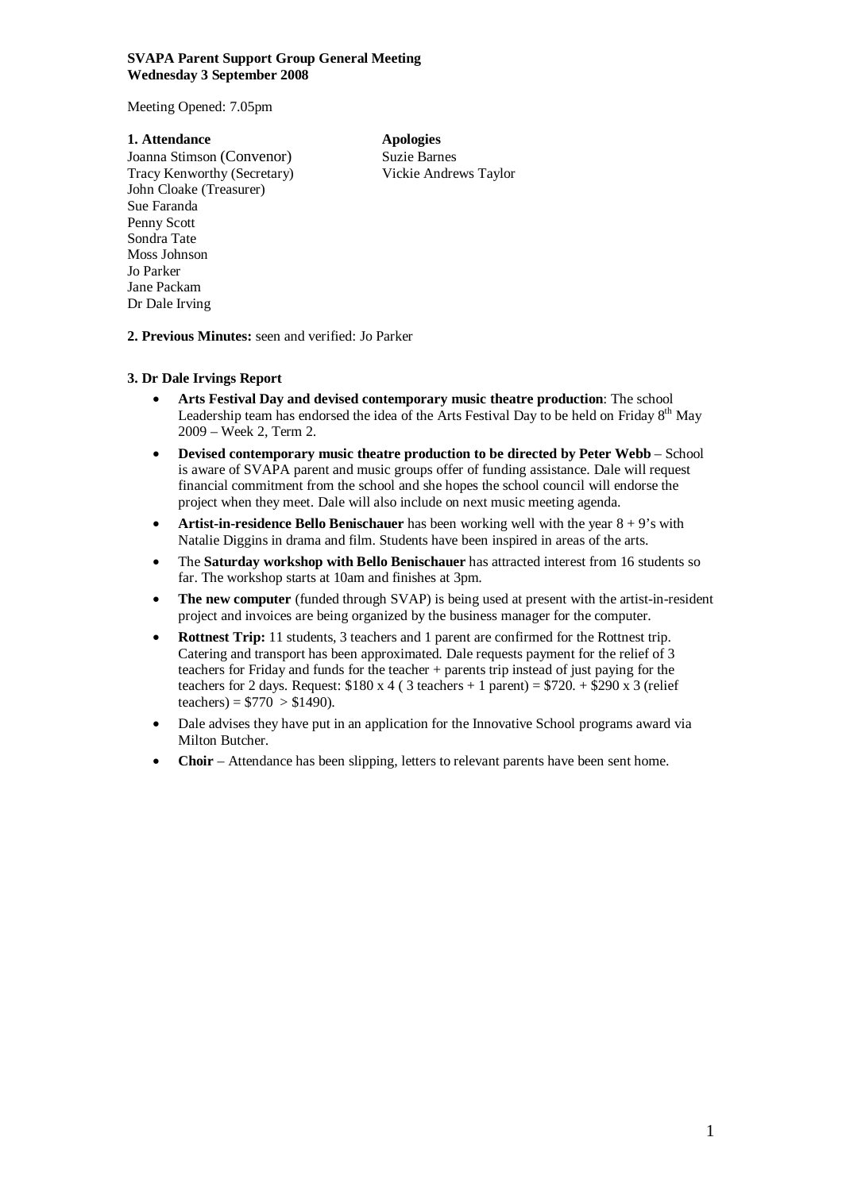**SVAPA Parent Support Group General Meeting**
**Wednesday 3 September 2008**

Meeting Opened: 7.05pm

**1. Attendance**

Joanna Stimson (Convenor)
Tracy Kenworthy (Secretary)
John Cloake (Treasurer)
Sue Faranda
Penny Scott
Sondra Tate
Moss Johnson
Jo Parker
Jane Packam
Dr Dale Irving

**Apologies**

Suzie Barnes
Vickie Andrews Taylor

**2. Previous Minutes:** seen and verified: Jo Parker

**3. Dr Dale Irvings Report**

- **Arts Festival Day and devised contemporary music theatre production**: The school Leadership team has endorsed the idea of the Arts Festival Day to be held on Friday 8th May 2009 – Week 2, Term 2.
- **Devised contemporary music theatre production to be directed by Peter Webb** – School is aware of SVAPA parent and music groups offer of funding assistance. Dale will request financial commitment from the school and she hopes the school council will endorse the project when they meet. Dale will also include on next music meeting agenda.
- **Artist-in-residence Bello Benischauer** has been working well with the year 8 + 9's with Natalie Diggins in drama and film. Students have been inspired in areas of the arts.
- The **Saturday workshop with Bello Benischauer** has attracted interest from 16 students so far. The workshop starts at 10am and finishes at 3pm.
- **The new computer** (funded through SVAP) is being used at present with the artist-in-resident project and invoices are being organized by the business manager for the computer.
- **Rottnest Trip:** 11 students, 3 teachers and 1 parent are confirmed for the Rottnest trip. Catering and transport has been approximated. Dale requests payment for the relief of 3 teachers for Friday and funds for the teacher + parents trip instead of just paying for the teachers for 2 days. Request: $180 x 4 ( 3 teachers + 1 parent) = $720. + $290 x 3 (relief teachers) = $770 > $1490).
- Dale advises they have put in an application for the Innovative School programs award via Milton Butcher.
- **Choir** – Attendance has been slipping, letters to relevant parents have been sent home.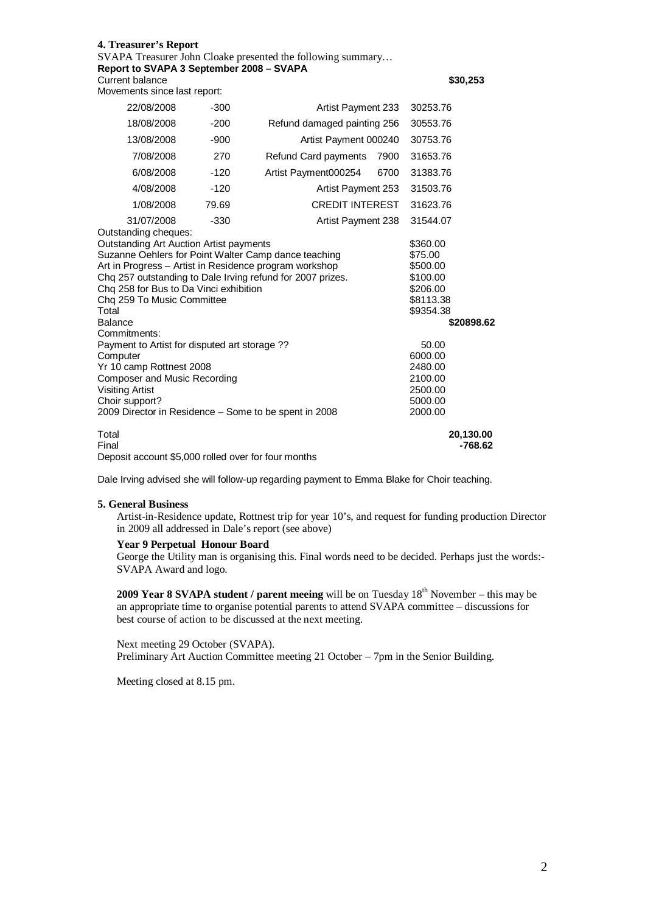**4. Treasurer's Report**

SVAPA Treasurer John Cloake presented the following summary…

**Report to SVAPA 3 September 2008 – SVAPA**

Current balance **$30,253**

Movements since last report:

| | | | |
|---|---|---|---|
| 22/08/2008 | -300 | Artist Payment 233 | 30253.76 |
| 18/08/2008 | -200 | Refund damaged painting 256 | 30553.76 |
| 13/08/2008 | -900 | Artist Payment 000240 | 30753.76 |
| 7/08/2008 | 270 | Refund Card payments 7900 | 31653.76 |
| 6/08/2008 | -120 | Artist Payment000254 6700 | 31383.76 |
| 4/08/2008 | -120 | Artist Payment 253 | 31503.76 |
| 1/08/2008 | 79.69 | CREDIT INTEREST | 31623.76 |
| 31/07/2008 | -330 | Artist Payment 238 | 31544.07 |

Outstanding cheques:

| | |
|---|---|
| Outstanding Art Auction Artist payments | $360.00 |
| Suzanne Oehlers for Point Walter Camp dance teaching | $75.00 |
| Art in Progress – Artist in Residence program workshop | $500.00 |
| Chq 257 outstanding to Dale Irving refund for 2007 prizes. | $100.00 |
| Chq 258 for Bus to Da Vinci exhibition | $206.00 |
| Chq 259 To Music Committee | $8113.38 |
| Total | $9354.38 |
| Balance | **$20898.62** |

Commitments:

| | |
|---|---|
| Payment to Artist for disputed art storage ?? | 50.00 |
| Computer | 6000.00 |
| Yr 10 camp Rottnest 2008 | 2480.00 |
| Composer and Music Recording | 2100.00 |
| Visiting Artist | 2500.00 |
| Choir support? | 5000.00 |
| 2009 Director in Residence – Some to be spent in 2008 | 2000.00 |
| Total | **20,130.00** |
| Final | **-768.62** |

Deposit account $5,000 rolled over for four months

Dale Irving advised she will follow-up regarding payment to Emma Blake for Choir teaching.

**5. General Business**

Artist-in-Residence update, Rottnest trip for year 10's, and request for funding production Director in 2009 all addressed in Dale's report (see above)

**Year 9 Perpetual Honour Board**

George the Utility man is organising this. Final words need to be decided. Perhaps just the words:- SVAPA Award and logo.

**2009 Year 8 SVAPA student / parent meeing** will be on Tuesday 18th November – this may be an appropriate time to organise potential parents to attend SVAPA committee – discussions for best course of action to be discussed at the next meeting.

Next meeting 29 October (SVAPA).

Preliminary Art Auction Committee meeting 21 October – 7pm in the Senior Building.

Meeting closed at 8.15 pm.